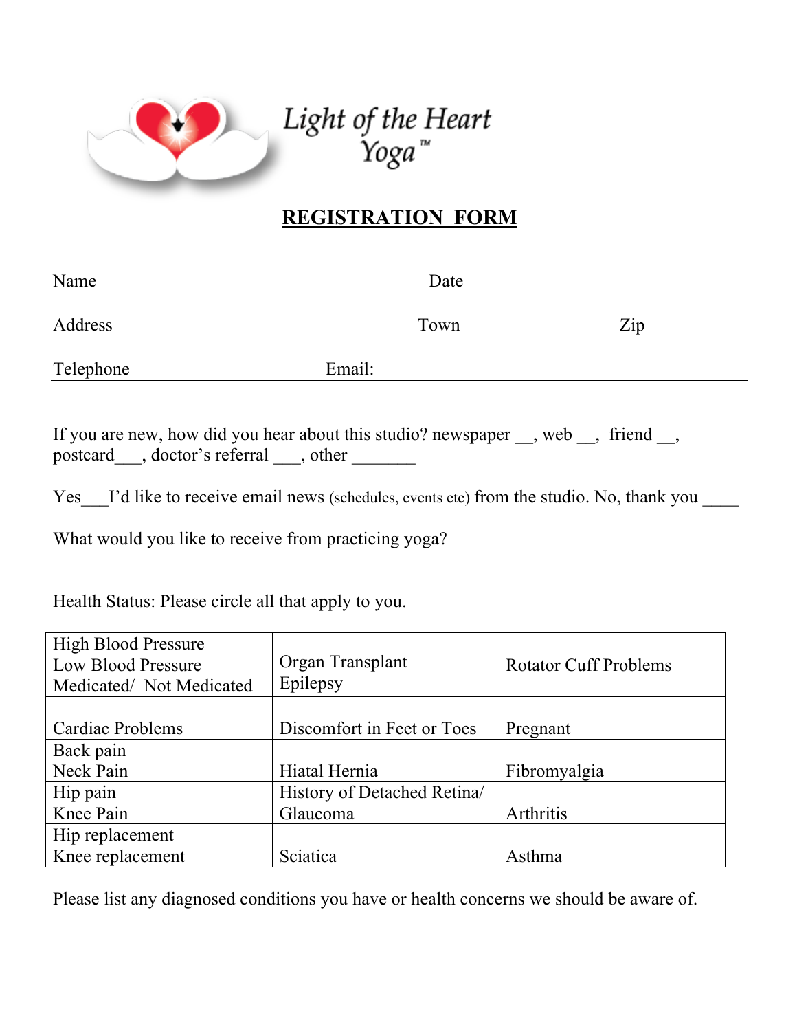Light of the Heart Yoga™

## REGISTRATION FORM

Name Date

Address Town Zip

Telephone Email:

If you are new, how did you hear about this studio? newspaper __, web __, friend __, postcard___, doctor's referral ___, other _______

Yes___I'd like to receive email news (schedules, events etc) from the studio. No, thank you ____

What would you like to receive from practicing yoga?

Health Status: Please circle all that apply to you.

| | | |
|---|---|---|
| High Blood Pressure<br>Low Blood Pressure<br>Medicated/ Not Medicated | Organ Transplant<br>Epilepsy | Rotator Cuff Problems |
| Cardiac Problems | Discomfort in Feet or Toes | Pregnant |
| Back pain<br>Neck Pain | Hiatal Hernia | Fibromyalgia |
| Hip pain<br>Knee Pain | History of Detached Retina/<br>Glaucoma | Arthritis |
| Hip replacement<br>Knee replacement | Sciatica | Asthma |

Please list any diagnosed conditions you have or health concerns we should be aware of.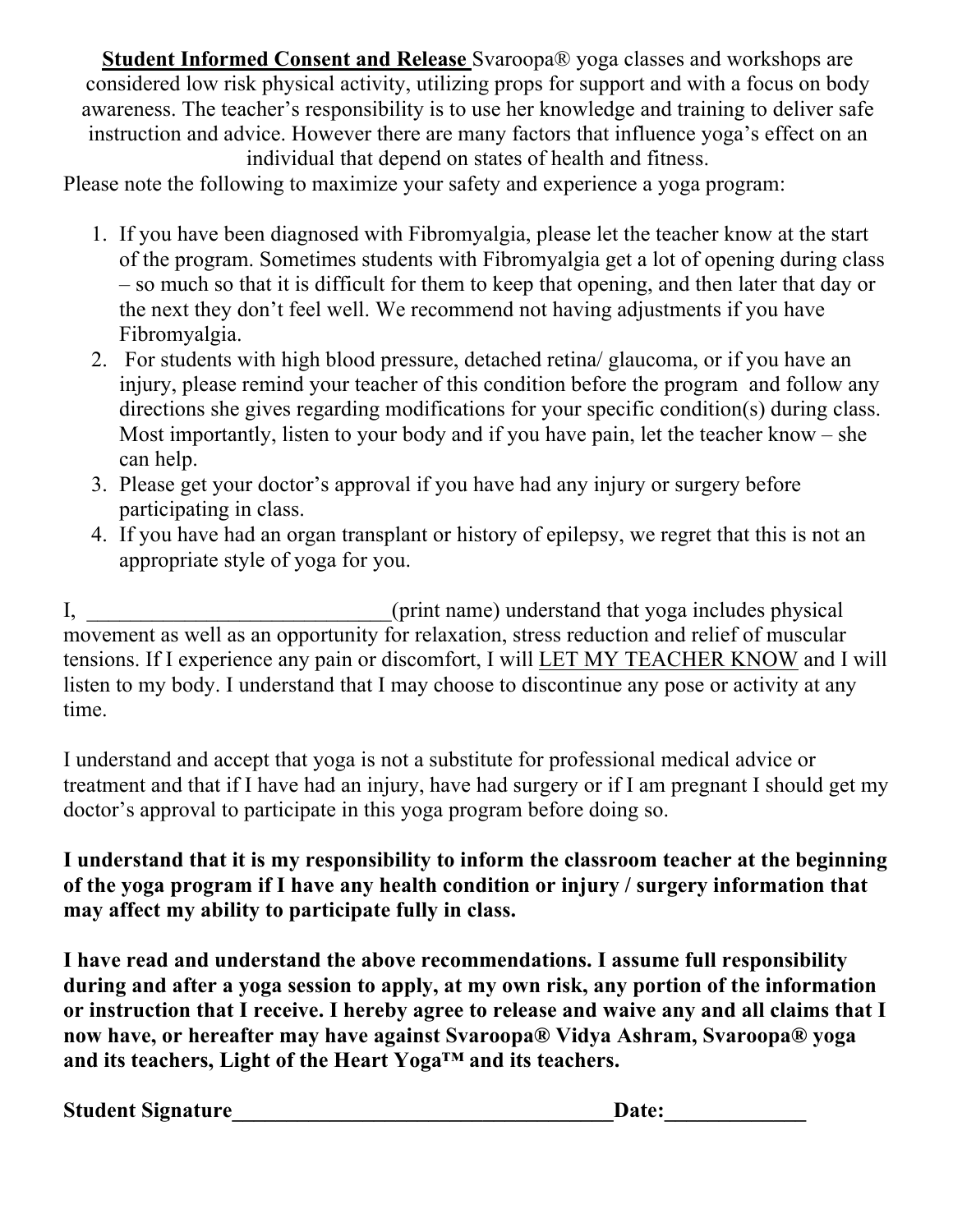**<u>Student Informed Consent and Release</u>** Svaroopa® yoga classes and workshops are considered low risk physical activity, utilizing props for support and with a focus on body awareness. The teacher's responsibility is to use her knowledge and training to deliver safe instruction and advice. However there are many factors that influence yoga's effect on an individual that depend on states of health and fitness.

Please note the following to maximize your safety and experience a yoga program:

1. If you have been diagnosed with Fibromyalgia, please let the teacher know at the start of the program. Sometimes students with Fibromyalgia get a lot of opening during class – so much so that it is difficult for them to keep that opening, and then later that day or the next they don't feel well. We recommend not having adjustments if you have Fibromyalgia.
2. For students with high blood pressure, detached retina/ glaucoma, or if you have an injury, please remind your teacher of this condition before the program and follow any directions she gives regarding modifications for your specific condition(s) during class. Most importantly, listen to your body and if you have pain, let the teacher know – she can help.
3. Please get your doctor's approval if you have had any injury or surgery before participating in class.
4. If you have had an organ transplant or history of epilepsy, we regret that this is not an appropriate style of yoga for you.

I, ____________________________(print name) understand that yoga includes physical movement as well as an opportunity for relaxation, stress reduction and relief of muscular tensions. If I experience any pain or discomfort, I will <u>LET MY TEACHER KNOW</u> and I will listen to my body. I understand that I may choose to discontinue any pose or activity at any time.

I understand and accept that yoga is not a substitute for professional medical advice or treatment and that if I have had an injury, have had surgery or if I am pregnant I should get my doctor's approval to participate in this yoga program before doing so.

**I understand that it is my responsibility to inform the classroom teacher at the beginning of the yoga program if I have any health condition or injury / surgery information that may affect my ability to participate fully in class.**

**I have read and understand the above recommendations. I assume full responsibility during and after a yoga session to apply, at my own risk, any portion of the information or instruction that I receive. I hereby agree to release and waive any and all claims that I now have, or hereafter may have against Svaroopa® Vidya Ashram, Svaroopa® yoga and its teachers, Light of the Heart Yoga™ and its teachers.**

**Student Signature____________________________________Date:_____________**